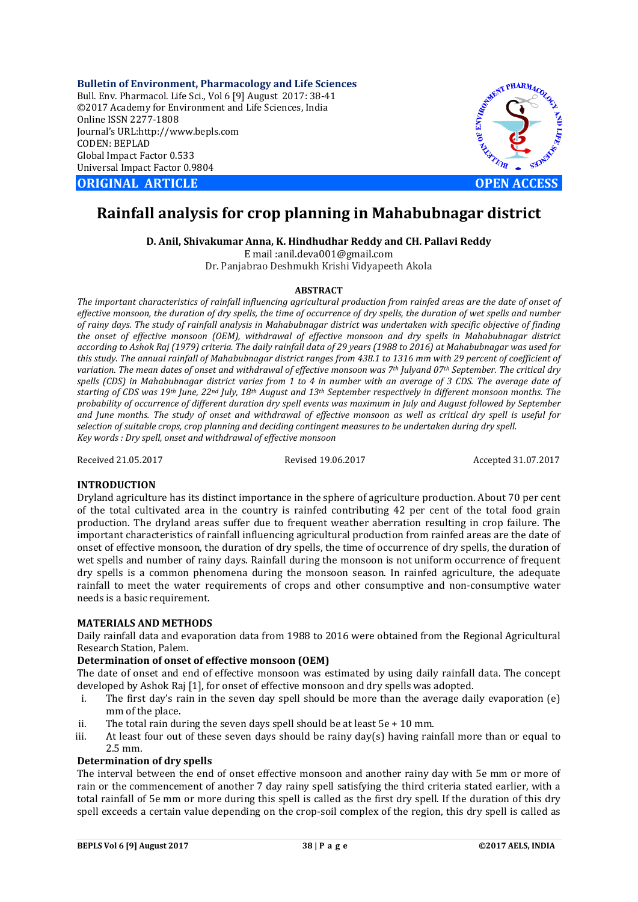# Rainfall analysis for crop planning in Mahabubnagar district

**D. Anil, Shivakumar Anna, K. Hindhudhar Reddy and CH. Pallavi Reddy**

E mail :anil.deva001@gmail.com

Dr. Panjabrao Deshmukh Krishi Vidyapeeth Akola

**ABSTRACT**

*The important characteristics of rainfall influencing agricultural production from rainfed areas are the date of onset of effective monsoon, the duration of dry spells, the time of occurrence of dry spells, the duration of wet spells and number of rainy days. The study of rainfall analysis in Mahabubnagar district was undertaken with specific objective of finding the onset of effective monsoon (OEM), withdrawal of effective monsoon and dry spells in Mahabubnagar district according to Ashok Raj (1979) criteria. The daily rainfall data of 29 years (1988 to 2016) at Mahabubnagar was used for this study. The annual rainfall of Mahabubnagar district ranges from 438.1 to 1316 mm with 29 percent of coefficient of variation. The mean dates of onset and withdrawal of effective monsoon was 7th Julyand 07th September. The critical dry spells (CDS) in Mahabubnagar district varies from 1 to 4 in number with an average of 3 CDS. The average date of starting of CDS was 19th June, 22nd July, 18th August and 13th September respectively in different monsoon months. The probability of occurrence of different duration dry spell events was maximum in July and August followed by September and June months. The study of onset and withdrawal of effective monsoon as well as critical dry spell is useful for selection of suitable crops, crop planning and deciding contingent measures to be undertaken during dry spell.*

*Key words : Dry spell, onset and withdrawal of effective monsoon*

Received 21.05.2017 Revised 19.06.2017 Accepted 31.07.2017

## INTRODUCTION

Dryland agriculture has its distinct importance in the sphere of agriculture production. About 70 per cent of the total cultivated area in the country is rainfed contributing 42 per cent of the total food grain production. The dryland areas suffer due to frequent weather aberration resulting in crop failure. The important characteristics of rainfall influencing agricultural production from rainfed areas are the date of onset of effective monsoon, the duration of dry spells, the time of occurrence of dry spells, the duration of wet spells and number of rainy days. Rainfall during the monsoon is not uniform occurrence of frequent dry spells is a common phenomena during the monsoon season. In rainfed agriculture, the adequate rainfall to meet the water requirements of crops and other consumptive and non-consumptive water needs is a basic requirement.

## MATERIALS AND METHODS

Daily rainfall data and evaporation data from 1988 to 2016 were obtained from the Regional Agricultural Research Station, Palem.

### Determination of onset of effective monsoon (OEM)

The date of onset and end of effective monsoon was estimated by using daily rainfall data. The concept developed by Ashok Raj [1], for onset of effective monsoon and dry spells was adopted.

i. The first day's rain in the seven day spell should be more than the average daily evaporation (e) mm of the place.
ii. The total rain during the seven days spell should be at least 5e + 10 mm.
iii. At least four out of these seven days should be rainy day(s) having rainfall more than or equal to 2.5 mm.

### Determination of dry spells

The interval between the end of onset effective monsoon and another rainy day with 5e mm or more of rain or the commencement of another 7 day rainy spell satisfying the third criteria stated earlier, with a total rainfall of 5e mm or more during this spell is called as the first dry spell. If the duration of this dry spell exceeds a certain value depending on the crop-soil complex of the region, this dry spell is called as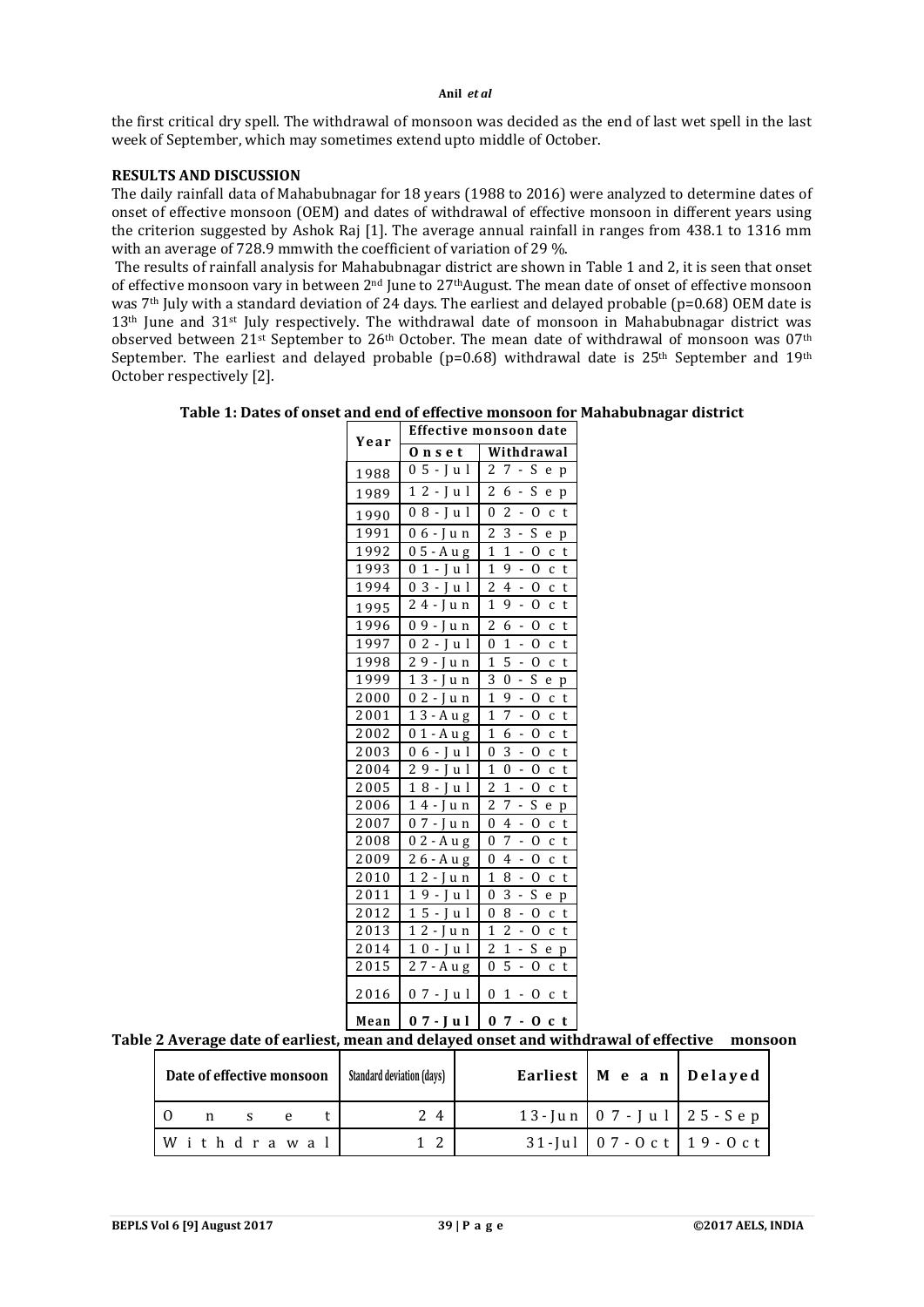the first critical dry spell. The withdrawal of monsoon was decided as the end of last wet spell in the last week of September, which may sometimes extend upto middle of October.

## RESULTS AND DISCUSSION

The daily rainfall data of Mahabubnagar for 18 years (1988 to 2016) were analyzed to determine dates of onset of effective monsoon (OEM) and dates of withdrawal of effective monsoon in different years using the criterion suggested by Ashok Raj [1]. The average annual rainfall in ranges from 438.1 to 1316 mm with an average of 728.9 mmwith the coefficient of variation of 29 %.

The results of rainfall analysis for Mahabubnagar district are shown in Table 1 and 2, it is seen that onset of effective monsoon vary in between 2nd June to 27thAugust. The mean date of onset of effective monsoon was 7th July with a standard deviation of 24 days. The earliest and delayed probable (p=0.68) OEM date is 13th June and 31st July respectively. The withdrawal date of monsoon in Mahabubnagar district was observed between 21st September to 26th October. The mean date of withdrawal of monsoon was 07th September. The earliest and delayed probable (p=0.68) withdrawal date is 25th September and 19th October respectively [2].

**Table 1: Dates of onset and end of effective monsoon for Mahabubnagar district**

| Year | Effective monsoon date | |
|---|---|---|
| | Onset | Withdrawal |
| 1988 | 05-Jul | 27-Sep |
| 1989 | 12-Jul | 26-Sep |
| 1990 | 08-Jul | 02-Oct |
| 1991 | 06-Jun | 23-Sep |
| 1992 | 05-Aug | 11-Oct |
| 1993 | 01-Jul | 19-Oct |
| 1994 | 03-Jul | 24-Oct |
| 1995 | 24-Jun | 19-Oct |
| 1996 | 09-Jun | 26-Oct |
| 1997 | 02-Jul | 01-Oct |
| 1998 | 29-Jun | 15-Oct |
| 1999 | 13-Jun | 30-Sep |
| 2000 | 02-Jun | 19-Oct |
| 2001 | 13-Aug | 17-Oct |
| 2002 | 01-Aug | 16-Oct |
| 2003 | 06-Jul | 03-Oct |
| 2004 | 29-Jul | 10-Oct |
| 2005 | 18-Jul | 21-Oct |
| 2006 | 14-Jun | 27-Sep |
| 2007 | 07-Jun | 04-Oct |
| 2008 | 02-Aug | 07-Oct |
| 2009 | 26-Aug | 04-Oct |
| 2010 | 12-Jun | 18-Oct |
| 2011 | 19-Jul | 03-Sep |
| 2012 | 15-Jul | 08-Oct |
| 2013 | 12-Jun | 12-Oct |
| 2014 | 10-Jul | 21-Sep |
| 2015 | 27-Aug | 05-Oct |
| 2016 | 07-Jul | 01-Oct |
| **Mean** | **07-Jul** | **07-Oct** |

**Table 2 Average date of earliest, mean and delayed onset and withdrawal of effective monsoon**

| Date of effective monsoon | Standard deviation (days) | Earliest | Mean | Delayed |
|---|---|---|---|---|
| Onset | 24 | 13-Jun | 07-Jul | 25-Sep |
| Withdrawal | 12 | 31-Jul | 07-Oct | 19-Oct |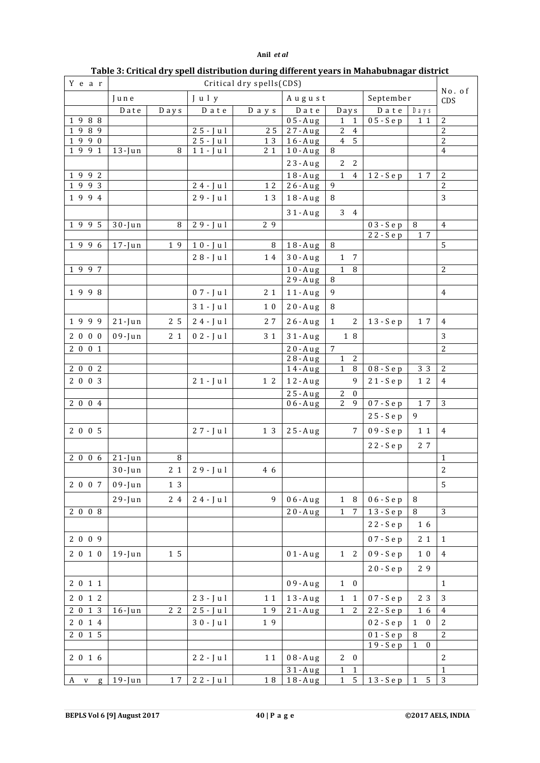**Table 3: Critical dry spell distribution during different years in Mahabubnagar district**

| Year | Critical dry spells(CDS) | | | | | | | | No. of CDS |
|---|---|---|---|---|---|---|---|---|---|
| | June | | July | | August | | September | | |
| | Date | Days | Date | Days | Date | Days | Date | Days | |
| 1988 | | | | | 05-Aug | 11 | 05-Sep | 11 | 2 |
| 1989 | | | 25-Jul | 25 | 27-Aug | 24 | | | 2 |
| 1990 | | | 25-Jul | 13 | 16-Aug | 45 | | | 2 |
| 1991 | 13-Jun | 8 | 11-Jul | 21 | 10-Aug | 8 | | | 4 |
| | | | | | 23-Aug | 22 | | | |
| 1992 | | | | | 18-Aug | 14 | 12-Sep | 17 | 2 |
| 1993 | | | 24-Jul | 12 | 26-Aug | 9 | | | 2 |
| 1994 | | | 29-Jul | 13 | 18-Aug | 8 | | | 3 |
| | | | | | 31-Aug | 34 | | | |
| 1995 | 30-Jun | 8 | 29-Jul | 29 | | | 03-Sep | 8 | 4 |
| | | | | | | | 22-Sep | 17 | |
| 1996 | 17-Jun | 19 | 10-Jul | 8 | 18-Aug | 8 | | | 5 |
| | | | 28-Jul | 14 | 30-Aug | 17 | | | |
| 1997 | | | | | 10-Aug | 18 | | | 2 |
| | | | | | 29-Aug | 8 | | | |
| 1998 | | | 07-Jul | 21 | 11-Aug | 9 | | | 4 |
| | | | 31-Jul | 10 | 20-Aug | 8 | | | |
| 1999 | 21-Jun | 25 | 24-Jul | 27 | 26-Aug | 12 | 13-Sep | 17 | 4 |
| 2000 | 09-Jun | 21 | 02-Jul | 31 | 31-Aug | 18 | | | 3 |
| 2001 | | | | | 20-Aug | 7 | | | 2 |
| | | | | | 28-Aug | 12 | | | |
| 2002 | | | | | 14-Aug | 18 | 08-Sep | 33 | 2 |
| 2003 | | | 21-Jul | 12 | 12-Aug | 9 | 21-Sep | 12 | 4 |
| | | | | | 25-Aug | 20 | | | |
| 2004 | | | | | 06-Aug | 29 | 07-Sep | 17 | 3 |
| | | | | | | | 25-Sep | 9 | |
| 2005 | | | 27-Jul | 13 | 25-Aug | 7 | 09-Sep | 11 | 4 |
| | | | | | | | 22-Sep | 27 | |
| 2006 | 21-Jun | 8 | | | | | | | 1 |
| | 30-Jun | 21 | 29-Jul | 46 | | | | | 2 |
| 2007 | 09-Jun | 13 | | | | | | | 5 |
| | 29-Jun | 24 | 24-Jul | 9 | 06-Aug | 18 | 06-Sep | 8 | |
| 2008 | | | | | 20-Aug | 17 | 13-Sep | 8 | 3 |
| | | | | | | | 22-Sep | 16 | |
| 2009 | | | | | | | 07-Sep | 21 | 1 |
| 2010 | 19-Jun | 15 | | | 01-Aug | 12 | 09-Sep | 10 | 4 |
| | | | | | | | 20-Sep | 29 | |
| 2011 | | | | | 09-Aug | 10 | | | 1 |
| 2012 | | | 23-Jul | 11 | 13-Aug | 11 | 07-Sep | 23 | 3 |
| 2013 | 16-Jun | 22 | 25-Jul | 19 | 21-Aug | 12 | 22-Sep | 16 | 4 |
| 2014 | | | 30-Jul | 19 | | | 02-Sep | 10 | 2 |
| 2015 | | | | | | | 01-Sep | 8 | 2 |
| | | | | | | | 19-Sep | 10 | |
| 2016 | | | 22-Jul | 11 | 08-Aug | 20 | | | 2 |
| | | | | | 31-Aug | 11 | | | 1 |
| Avg | 19-Jun | 17 | 22-Jul | 18 | 18-Aug | 15 | 13-Sep | 15 | 3 |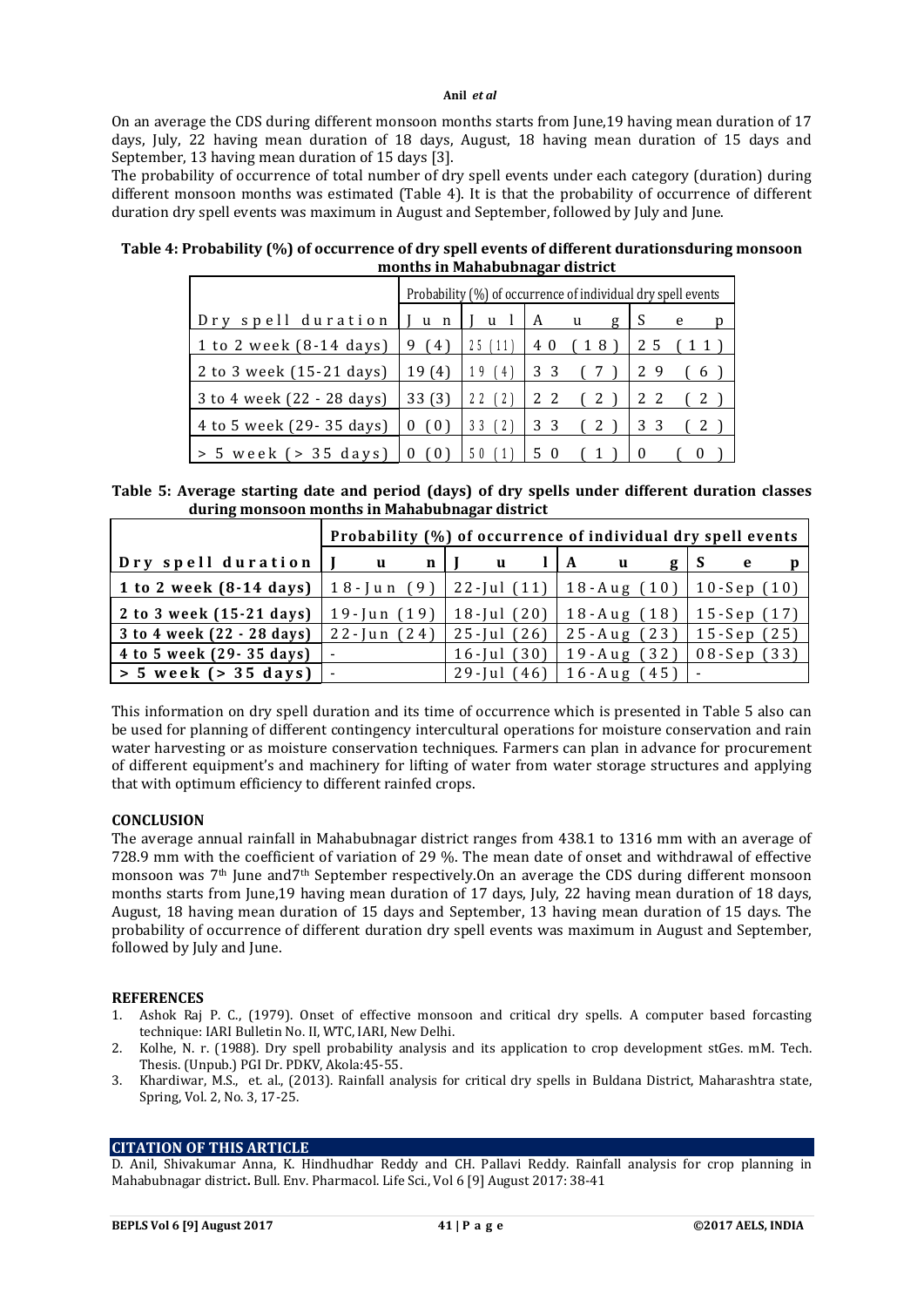On an average the CDS during different monsoon months starts from June,19 having mean duration of 17 days, July, 22 having mean duration of 18 days, August, 18 having mean duration of 15 days and September, 13 having mean duration of 15 days [3].

The probability of occurrence of total number of dry spell events under each category (duration) during different monsoon months was estimated (Table 4). It is that the probability of occurrence of different duration dry spell events was maximum in August and September, followed by July and June.

**Table 4: Probability (%) of occurrence of dry spell events of different durationsduring monsoon months in Mahabubnagar district**

| | Probability (%) of occurrence of individual dry spell events | | | |
|---|---|---|---|---|
| Dry spell duration | Jun | Jul | Aug | Sep |
| 1 to 2 week (8-14 days) | 9 (4) | 25 (11) | 40 (18) | 25 (11) |
| 2 to 3 week (15-21 days) | 19 (4) | 19 (4) | 33 (7) | 29 (6) |
| 3 to 4 week (22 - 28 days) | 33 (3) | 22 (2) | 22 (2) | 22 (2) |
| 4 to 5 week (29- 35 days) | 0 (0) | 33 (2) | 33 (2) | 33 (2) |
| > 5 week (> 35 days) | 0 (0) | 50 (1) | 50 (1) | 0 (0) |

**Table 5: Average starting date and period (days) of dry spells under different duration classes during monsoon months in Mahabubnagar district**

| | Probability (%) of occurrence of individual dry spell events | | | |
|---|---|---|---|---|
| **Dry spell duration** | **Jun** | **Jul** | **Aug** | **Sep** |
| **1 to 2 week (8-14 days)** | 18-Jun (9) | 22-Jul (11) | 18-Aug (10) | 10-Sep (10) |
| **2 to 3 week (15-21 days)** | 19-Jun (19) | 18-Jul (20) | 18-Aug (18) | 15-Sep (17) |
| **3 to 4 week (22 - 28 days)** | 22-Jun (24) | 25-Jul (26) | 25-Aug (23) | 15-Sep (25) |
| **4 to 5 week (29- 35 days)** | - | 16-Jul (30) | 19-Aug (32) | 08-Sep (33) |
| **> 5 week (> 35 days)** | - | 29-Jul (46) | 16-Aug (45) | - |

This information on dry spell duration and its time of occurrence which is presented in Table 5 also can be used for planning of different contingency intercultural operations for moisture conservation and rain water harvesting or as moisture conservation techniques. Farmers can plan in advance for procurement of different equipment's and machinery for lifting of water from water storage structures and applying that with optimum efficiency to different rainfed crops.

## CONCLUSION

The average annual rainfall in Mahabubnagar district ranges from 438.1 to 1316 mm with an average of 728.9 mm with the coefficient of variation of 29 %. The mean date of onset and withdrawal of effective monsoon was 7th June and7th September respectively.On an average the CDS during different monsoon months starts from June,19 having mean duration of 17 days, July, 22 having mean duration of 18 days, August, 18 having mean duration of 15 days and September, 13 having mean duration of 15 days. The probability of occurrence of different duration dry spell events was maximum in August and September, followed by July and June.

## REFERENCES

1. Ashok Raj P. C., (1979). Onset of effective monsoon and critical dry spells. A computer based forcasting technique: IARI Bulletin No. II, WTC, IARI, New Delhi.
2. Kolhe, N. r. (1988). Dry spell probability analysis and its application to crop development stGes. mM. Tech. Thesis. (Unpub.) PGI Dr. PDKV, Akola:45-55.
3. Khardiwar, M.S., et. al., (2013). Rainfall analysis for critical dry spells in Buldana District, Maharashtra state, Spring, Vol. 2, No. 3, 17-25.

## CITATION OF THIS ARTICLE

D. Anil, Shivakumar Anna, K. Hindhudhar Reddy and CH. Pallavi Reddy. Rainfall analysis for crop planning in Mahabubnagar district**.** Bull. Env. Pharmacol. Life Sci., Vol 6 [9] August 2017: 38-41